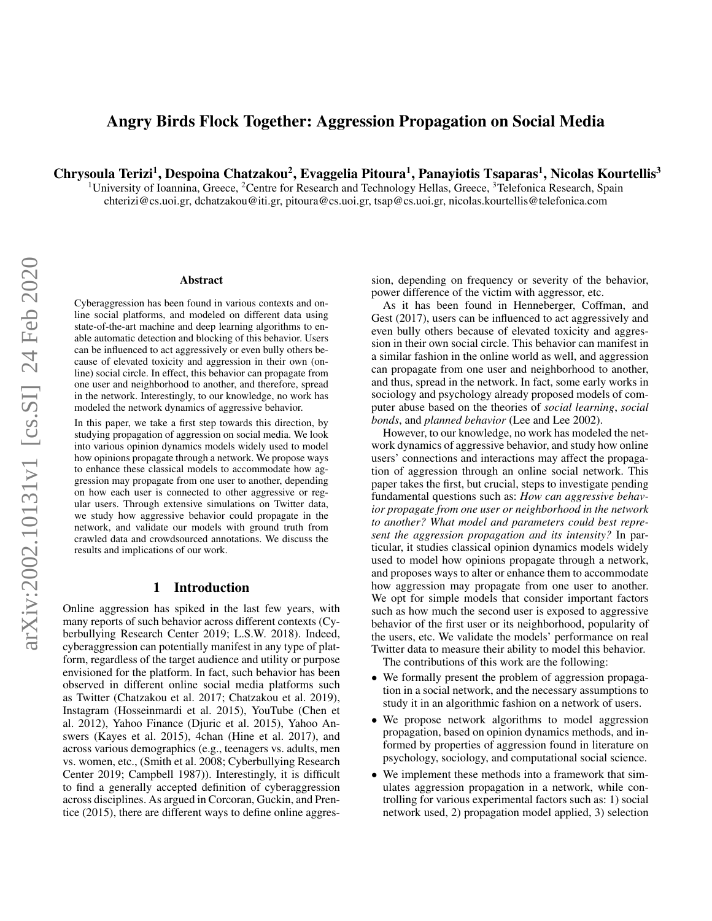# Angry Birds Flock Together: Aggression Propagation on Social Media

**Chrysoula Terizi[1], Despoina Chatzakou[2], Evaggelia Pitoura[1], Panayiotis Tsaparas[1], Nicolas Kourtellis[3]**

[1]University of Ioannina, Greece, [2]Centre for Research and Technology Hellas, Greece, [3]Telefonica Research, Spain
chterizi@cs.uoi.gr, dchatzakou@iti.gr, pitoura@cs.uoi.gr, tsap@cs.uoi.gr, nicolas.kourtellis@telefonica.com

## Abstract

Cyberaggression has been found in various contexts and online social platforms, and modeled on different data using state-of-the-art machine and deep learning algorithms to enable automatic detection and blocking of this behavior. Users can be influenced to act aggressively or even bully others because of elevated toxicity and aggression in their own (online) social circle. In effect, this behavior can propagate from one user and neighborhood to another, and therefore, spread in the network. Interestingly, to our knowledge, no work has modeled the network dynamics of aggressive behavior.

In this paper, we take a first step towards this direction, by studying propagation of aggression on social media. We look into various opinion dynamics models widely used to model how opinions propagate through a network. We propose ways to enhance these classical models to accommodate how aggression may propagate from one user to another, depending on how each user is connected to other aggressive or regular users. Through extensive simulations on Twitter data, we study how aggressive behavior could propagate in the network, and validate our models with ground truth from crawled data and crowdsourced annotations. We discuss the results and implications of our work.

## 1 Introduction

Online aggression has spiked in the last few years, with many reports of such behavior across different contexts (Cyberbullying Research Center 2019; L.S.W. 2018). Indeed, cyberaggression can potentially manifest in any type of platform, regardless of the target audience and utility or purpose envisioned for the platform. In fact, such behavior has been observed in different online social media platforms such as Twitter (Chatzakou et al. 2017; Chatzakou et al. 2019), Instagram (Hosseinmardi et al. 2015), YouTube (Chen et al. 2012), Yahoo Finance (Djuric et al. 2015), Yahoo Answers (Kayes et al. 2015), 4chan (Hine et al. 2017), and across various demographics (e.g., teenagers vs. adults, men vs. women, etc., (Smith et al. 2008; Cyberbullying Research Center 2019; Campbell 1987)). Interestingly, it is difficult to find a generally accepted definition of cyberaggression across disciplines. As argued in Corcoran, Guckin, and Prentice (2015), there are different ways to define online aggression, depending on frequency or severity of the behavior, power difference of the victim with aggressor, etc.

As it has been found in Henneberger, Coffman, and Gest (2017), users can be influenced to act aggressively and even bully others because of elevated toxicity and aggression in their own social circle. This behavior can manifest in a similar fashion in the online world as well, and aggression can propagate from one user and neighborhood to another, and thus, spread in the network. In fact, some early works in sociology and psychology already proposed models of computer abuse based on the theories of *social learning*, *social bonds*, and *planned behavior* (Lee and Lee 2002).

However, to our knowledge, no work has modeled the network dynamics of aggressive behavior, and study how online users' connections and interactions may affect the propagation of aggression through an online social network. This paper takes the first, but crucial, steps to investigate pending fundamental questions such as: *How can aggressive behavior propagate from one user or neighborhood in the network to another? What model and parameters could best represent the aggression propagation and its intensity?* In particular, it studies classical opinion dynamics models widely used to model how opinions propagate through a network, and proposes ways to alter or enhance them to accommodate how aggression may propagate from one user to another. We opt for simple models that consider important factors such as how much the second user is exposed to aggressive behavior of the first user or its neighborhood, popularity of the users, etc. We validate the models' performance on real Twitter data to measure their ability to model this behavior.

The contributions of this work are the following:

- We formally present the problem of aggression propagation in a social network, and the necessary assumptions to study it in an algorithmic fashion on a network of users.
- We propose network algorithms to model aggression propagation, based on opinion dynamics methods, and informed by properties of aggression found in literature on psychology, sociology, and computational social science.
- We implement these methods into a framework that simulates aggression propagation in a network, while controlling for various experimental factors such as: 1) social network used, 2) propagation model applied, 3) selection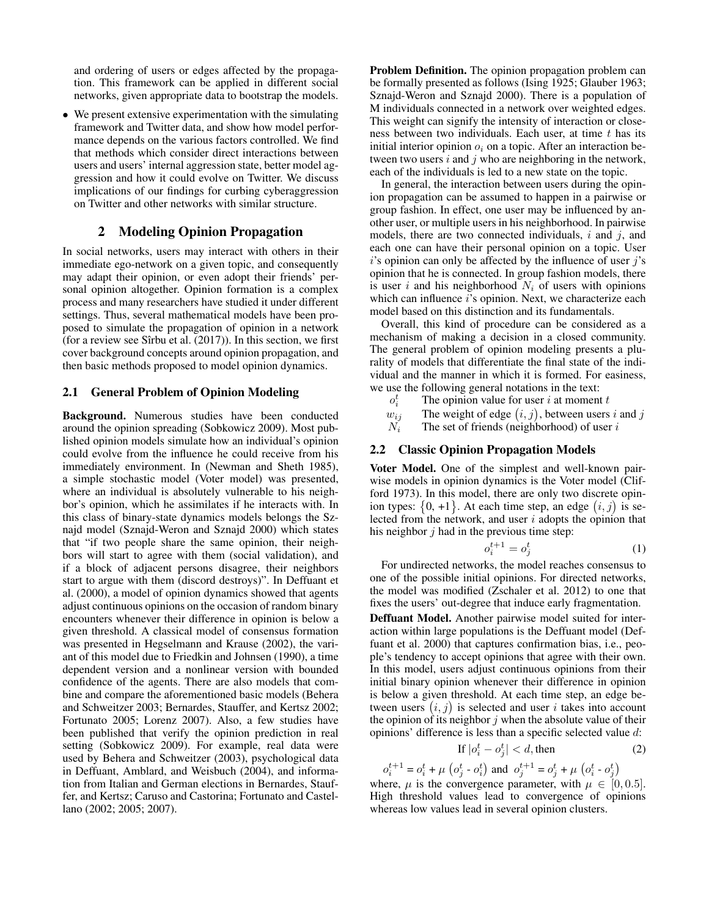and ordering of users or edges affected by the propagation. This framework can be applied in different social networks, given appropriate data to bootstrap the models.

- We present extensive experimentation with the simulating framework and Twitter data, and show how model performance depends on the various factors controlled. We find that methods which consider direct interactions between users and users' internal aggression state, better model aggression and how it could evolve on Twitter. We discuss implications of our findings for curbing cyberaggression on Twitter and other networks with similar structure.

## 2 Modeling Opinion Propagation

In social networks, users may interact with others in their immediate ego-network on a given topic, and consequently may adapt their opinion, or even adopt their friends' personal opinion altogether. Opinion formation is a complex process and many researchers have studied it under different settings. Thus, several mathematical models have been proposed to simulate the propagation of opinion in a network (for a review see Sîrbu et al. (2017)). In this section, we first cover background concepts around opinion propagation, and then basic methods proposed to model opinion dynamics.

### 2.1 General Problem of Opinion Modeling

**Background.** Numerous studies have been conducted around the opinion spreading (Sobkowicz 2009). Most published opinion models simulate how an individual's opinion could evolve from the influence he could receive from his immediately environment. In (Newman and Sheth 1985), a simple stochastic model (Voter model) was presented, where an individual is absolutely vulnerable to his neighbor's opinion, which he assimilates if he interacts with. In this class of binary-state dynamics models belongs the Sznajd model (Sznajd-Weron and Sznajd 2000) which states that "if two people share the same opinion, their neighbors will start to agree with them (social validation), and if a block of adjacent persons disagree, their neighbors start to argue with them (discord destroys)". In Deffuant et al. (2000), a model of opinion dynamics showed that agents adjust continuous opinions on the occasion of random binary encounters whenever their difference in opinion is below a given threshold. A classical model of consensus formation was presented in Hegselmann and Krause (2002), the variant of this model due to Friedkin and Johnsen (1990), a time dependent version and a nonlinear version with bounded confidence of the agents. There are also models that combine and compare the aforementioned basic models (Behera and Schweitzer 2003; Bernardes, Stauffer, and Kertsz 2002; Fortunato 2005; Lorenz 2007). Also, a few studies have been published that verify the opinion prediction in real setting (Sobkowicz 2009). For example, real data were used by Behera and Schweitzer (2003), psychological data in Deffuant, Amblard, and Weisbuch (2004), and information from Italian and German elections in Bernardes, Stauffer, and Kertsz; Caruso and Castorina; Fortunato and Castellano (2002; 2005; 2007).

**Problem Definition.** The opinion propagation problem can be formally presented as follows (Ising 1925; Glauber 1963; Sznajd-Weron and Sznajd 2000). There is a population of M individuals connected in a network over weighted edges. This weight can signify the intensity of interaction or closeness between two individuals. Each user, at time $t$ has its initial interior opinion $o_i$ on a topic. After an interaction between two users $i$ and $j$ who are neighboring in the network, each of the individuals is led to a new state on the topic.

In general, the interaction between users during the opinion propagation can be assumed to happen in a pairwise or group fashion. In effect, one user may be influenced by another user, or multiple users in his neighborhood. In pairwise models, there are two connected individuals, $i$ and $j$, and each one can have their personal opinion on a topic. User $i$'s opinion can only be affected by the influence of user $j$'s opinion that he is connected. In group fashion models, there is user $i$ and his neighborhood $N_i$ of users with opinions which can influence $i$'s opinion. Next, we characterize each model based on this distinction and its fundamentals.

Overall, this kind of procedure can be considered as a mechanism of making a decision in a closed community. The general problem of opinion modeling presents a plurality of models that differentiate the final state of the individual and the manner in which it is formed. For easiness, we use the following general notations in the text:

- $o_i^t$ The opinion value for user $i$ at moment $t$
- $w_{ij}$ The weight of edge $(i, j)$, between users $i$ and $j$
- $N_i$ The set of friends (neighborhood) of user $i$

### 2.2 Classic Opinion Propagation Models

**Voter Model.** One of the simplest and well-known pairwise models in opinion dynamics is the Voter model (Clifford 1973). In this model, there are only two discrete opinion types: $\{0, +1\}$. At each time step, an edge $(i, j)$ is selected from the network, and user $i$ adopts the opinion that his neighbor $j$ had in the previous time step:

$$o_i^{t+1} = o_j^t \tag{1}$$

For undirected networks, the model reaches consensus to one of the possible initial opinions. For directed networks, the model was modified (Zschaler et al. 2012) to one that fixes the users' out-degree that induce early fragmentation.

**Deffuant Model.** Another pairwise model suited for interaction within large populations is the Deffuant model (Deffuant et al. 2000) that captures confirmation bias, i.e., people's tendency to accept opinions that agree with their own. In this model, users adjust continuous opinions from their initial binary opinion whenever their difference in opinion is below a given threshold. At each time step, an edge between users $(i, j)$ is selected and user $i$ takes into account the opinion of its neighbor $j$ when the absolute value of their opinions' difference is less than a specific selected value $d$:

$$\text{If } |o_i^t - o_j^t| < d, \text{then} \tag{2}$$

$$o_i^{t+1} = o_i^t + \mu\left(o_j^t - o_i^t\right) \text{ and } o_j^{t+1} = o_j^t + \mu\left(o_i^t - o_j^t\right)$$

where, $\mu$ is the convergence parameter, with $\mu \in [0, 0.5]$. High threshold values lead to convergence of opinions whereas low values lead in several opinion clusters.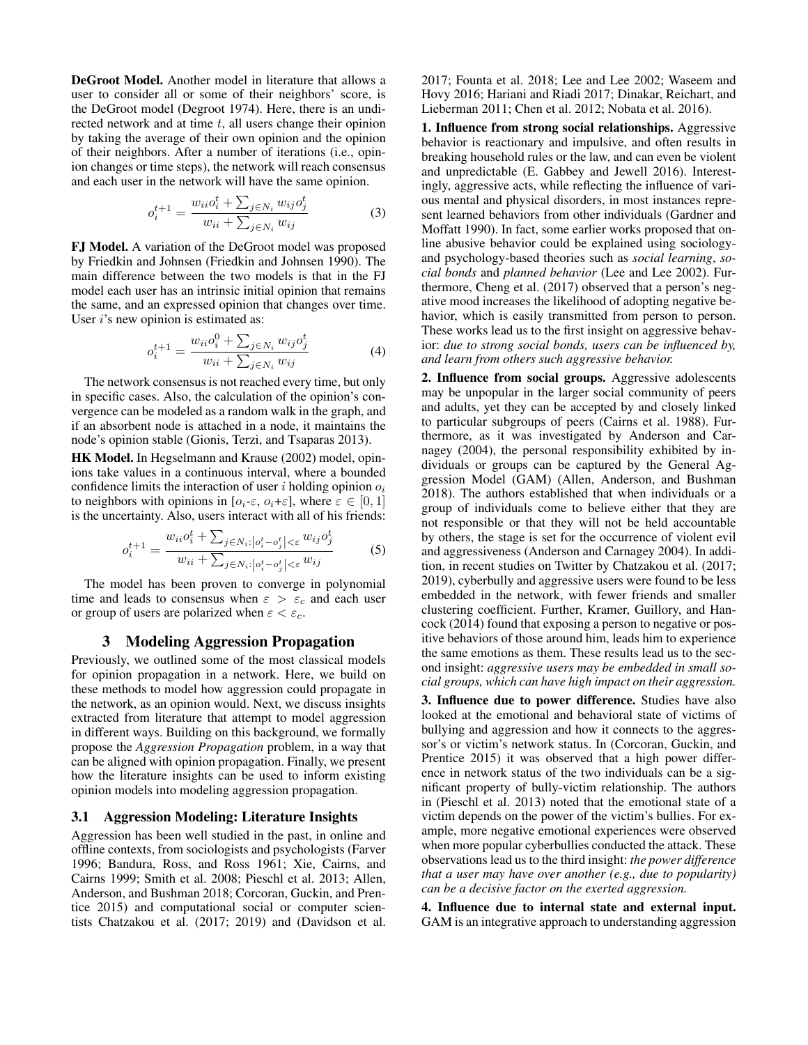**DeGroot Model.** Another model in literature that allows a user to consider all or some of their neighbors' score, is the DeGroot model (Degroot 1974). Here, there is an undirected network and at time $t$, all users change their opinion by taking the average of their own opinion and the opinion of their neighbors. After a number of iterations (i.e., opinion changes or time steps), the network will reach consensus and each user in the network will have the same opinion.

$$o_i^{t+1} = \frac{w_{ii} o_i^t + \sum_{j \in N_i} w_{ij} o_j^t}{w_{ii} + \sum_{j \in N_i} w_{ij}} \tag{3}$$

**FJ Model.** A variation of the DeGroot model was proposed by Friedkin and Johnsen (Friedkin and Johnsen 1990). The main difference between the two models is that in the FJ model each user has an intrinsic initial opinion that remains the same, and an expressed opinion that changes over time. User $i$'s new opinion is estimated as:

$$o_i^{t+1} = \frac{w_{ii} o_i^0 + \sum_{j \in N_i} w_{ij} o_j^t}{w_{ii} + \sum_{j \in N_i} w_{ij}} \tag{4}$$

The network consensus is not reached every time, but only in specific cases. Also, the calculation of the opinion's convergence can be modeled as a random walk in the graph, and if an absorbent node is attached in a node, it maintains the node's opinion stable (Gionis, Terzi, and Tsaparas 2013).

**HK Model.** In Hegselmann and Krause (2002) model, opinions take values in a continuous interval, where a bounded confidence limits the interaction of user $i$ holding opinion $o_i$ to neighbors with opinions in $[o_i\text{-}\varepsilon, o_i\text{+}\varepsilon]$, where $\varepsilon \in [0, 1]$ is the uncertainty. Also, users interact with all of his friends:

$$o_i^{t+1} = \frac{w_{ii} o_i^t + \sum_{j \in N_i : \left|o_i^t - o_j^t\right| < \varepsilon} w_{ij} o_j^t}{w_{ii} + \sum_{j \in N_i : \left|o_i^t - o_j^t\right| < \varepsilon} w_{ij}} \tag{5}$$

The model has been proven to converge in polynomial time and leads to consensus when $\varepsilon > \varepsilon_c$ and each user or group of users are polarized when $\varepsilon < \varepsilon_c$.

# 3 Modeling Aggression Propagation

Previously, we outlined some of the most classical models for opinion propagation in a network. Here, we build on these methods to model how aggression could propagate in the network, as an opinion would. Next, we discuss insights extracted from literature that attempt to model aggression in different ways. Building on this background, we formally propose the *Aggression Propagation* problem, in a way that can be aligned with opinion propagation. Finally, we present how the literature insights can be used to inform existing opinion models into modeling aggression propagation.

## 3.1 Aggression Modeling: Literature Insights

Aggression has been well studied in the past, in online and offline contexts, from sociologists and psychologists (Farver 1996; Bandura, Ross, and Ross 1961; Xie, Cairns, and Cairns 1999; Smith et al. 2008; Pieschl et al. 2013; Allen, Anderson, and Bushman 2018; Corcoran, Guckin, and Prentice 2015) and computational social or computer scientists Chatzakou et al. (2017; 2019) and (Davidson et al. 2017; Founta et al. 2018; Lee and Lee 2002; Waseem and Hovy 2016; Hariani and Riadi 2017; Dinakar, Reichart, and Lieberman 2011; Chen et al. 2012; Nobata et al. 2016).

**1. Influence from strong social relationships.** Aggressive behavior is reactionary and impulsive, and often results in breaking household rules or the law, and can even be violent and unpredictable (E. Gabbey and Jewell 2016). Interestingly, aggressive acts, while reflecting the influence of various mental and physical disorders, in most instances represent learned behaviors from other individuals (Gardner and Moffatt 1990). In fact, some earlier works proposed that online abusive behavior could be explained using sociology- and psychology-based theories such as *social learning*, *social bonds* and *planned behavior* (Lee and Lee 2002). Furthermore, Cheng et al. (2017) observed that a person's negative mood increases the likelihood of adopting negative behavior, which is easily transmitted from person to person. These works lead us to the first insight on aggressive behavior: *due to strong social bonds, users can be influenced by, and learn from others such aggressive behavior.*

**2. Influence from social groups.** Aggressive adolescents may be unpopular in the larger social community of peers and adults, yet they can be accepted by and closely linked to particular subgroups of peers (Cairns et al. 1988). Furthermore, as it was investigated by Anderson and Carnagey (2004), the personal responsibility exhibited by individuals or groups can be captured by the General Aggression Model (GAM) (Allen, Anderson, and Bushman 2018). The authors established that when individuals or a group of individuals come to believe either that they are not responsible or that they will not be held accountable by others, the stage is set for the occurrence of violent evil and aggressiveness (Anderson and Carnagey 2004). In addition, in recent studies on Twitter by Chatzakou et al. (2017; 2019), cyberbully and aggressive users were found to be less embedded in the network, with fewer friends and smaller clustering coefficient. Further, Kramer, Guillory, and Hancock (2014) found that exposing a person to negative or positive behaviors of those around him, leads him to experience the same emotions as them. These results lead us to the second insight: *aggressive users may be embedded in small social groups, which can have high impact on their aggression.*

**3. Influence due to power difference.** Studies have also looked at the emotional and behavioral state of victims of bullying and aggression and how it connects to the aggressor's or victim's network status. In (Corcoran, Guckin, and Prentice 2015) it was observed that a high power difference in network status of the two individuals can be a significant property of bully-victim relationship. The authors in (Pieschl et al. 2013) noted that the emotional state of a victim depends on the power of the victim's bullies. For example, more negative emotional experiences were observed when more popular cyberbullies conducted the attack. These observations lead us to the third insight: *the power difference that a user may have over another (e.g., due to popularity) can be a decisive factor on the exerted aggression.*

**4. Influence due to internal state and external input.** GAM is an integrative approach to understanding aggression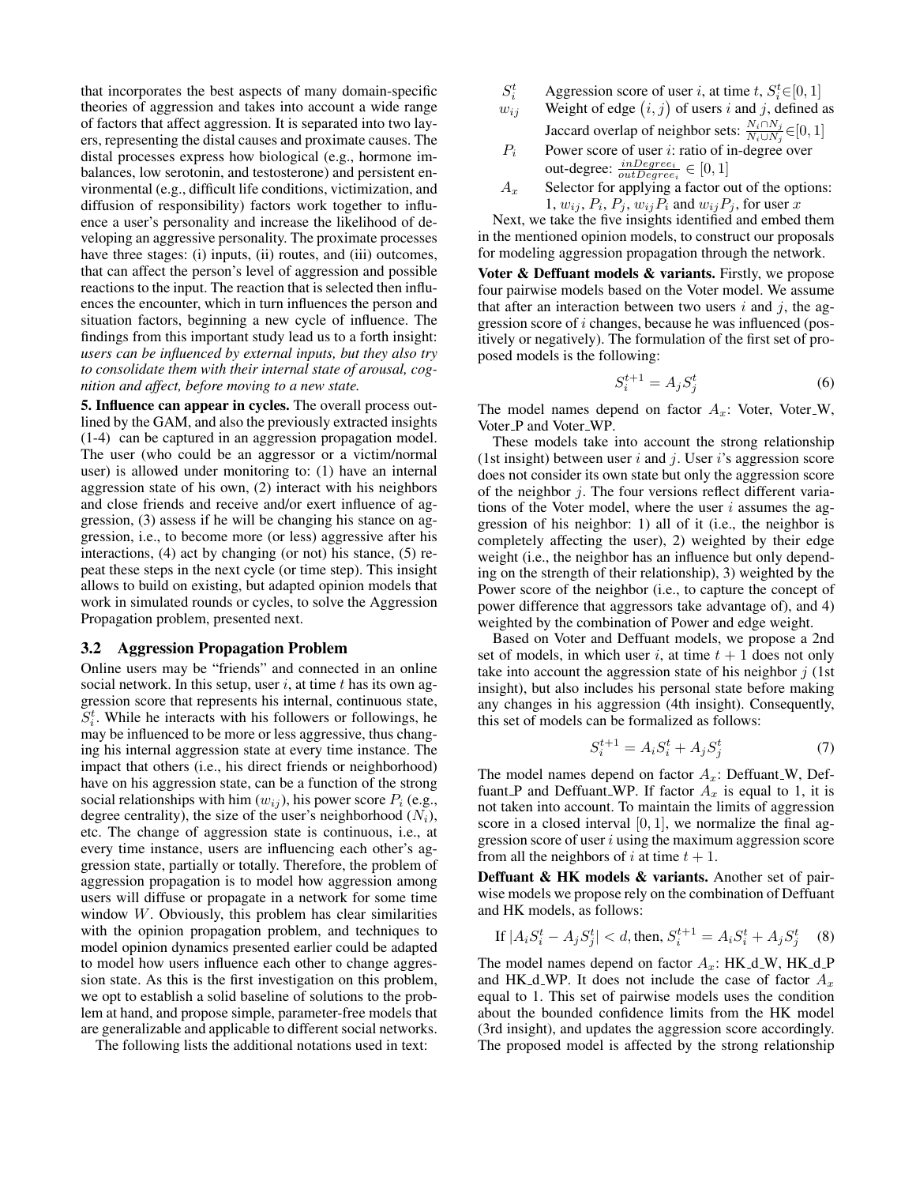that incorporates the best aspects of many domain-specific theories of aggression and takes into account a wide range of factors that affect aggression. It is separated into two layers, representing the distal causes and proximate causes. The distal processes express how biological (e.g., hormone imbalances, low serotonin, and testosterone) and persistent environmental (e.g., difficult life conditions, victimization, and diffusion of responsibility) factors work together to influence a user's personality and increase the likelihood of developing an aggressive personality. The proximate processes have three stages: (i) inputs, (ii) routes, and (iii) outcomes, that can affect the person's level of aggression and possible reactions to the input. The reaction that is selected then influences the encounter, which in turn influences the person and situation factors, beginning a new cycle of influence. The findings from this important study lead us to a forth insight: *users can be influenced by external inputs, but they also try to consolidate them with their internal state of arousal, cognition and affect, before moving to a new state.*

**5. Influence can appear in cycles.** The overall process outlined by the GAM, and also the previously extracted insights (1-4) can be captured in an aggression propagation model. The user (who could be an aggressor or a victim/normal user) is allowed under monitoring to: (1) have an internal aggression state of his own, (2) interact with his neighbors and close friends and receive and/or exert influence of aggression, (3) assess if he will be changing his stance on aggression, i.e., to become more (or less) aggressive after his interactions, (4) act by changing (or not) his stance, (5) repeat these steps in the next cycle (or time step). This insight allows to build on existing, but adapted opinion models that work in simulated rounds or cycles, to solve the Aggression Propagation problem, presented next.

### 3.2 Aggression Propagation Problem

Online users may be "friends" and connected in an online social network. In this setup, user $i$, at time $t$ has its own aggression score that represents his internal, continuous state, $S_i^t$. While he interacts with his followers or followings, he may be influenced to be more or less aggressive, thus changing his internal aggression state at every time instance. The impact that others (i.e., his direct friends or neighborhood) have on his aggression state, can be a function of the strong social relationships with him ($w_{ij}$), his power score $P_i$ (e.g., degree centrality), the size of the user's neighborhood ($N_i$), etc. The change of aggression state is continuous, i.e., at every time instance, users are influencing each other's aggression state, partially or totally. Therefore, the problem of aggression propagation is to model how aggression among users will diffuse or propagate in a network for some time window $W$. Obviously, this problem has clear similarities with the opinion propagation problem, and techniques to model opinion dynamics presented earlier could be adapted to model how users influence each other to change aggression state. As this is the first investigation on this problem, we opt to establish a solid baseline of solutions to the problem at hand, and propose simple, parameter-free models that are generalizable and applicable to different social networks.

The following lists the additional notations used in text:

- $S_i^t$ Aggression score of user $i$, at time $t$, $S_i^t \in [0, 1]$
- $w_{ij}$ Weight of edge $(i, j)$ of users $i$ and $j$, defined as Jaccard overlap of neighbor sets: $\frac{N_i \cap N_j}{N_i \cup N_j} \in [0, 1]$
- $P_i$ Power score of user $i$: ratio of in-degree over out-degree: $\frac{inDegree_i}{outDegree_i} \in [0, 1]$
- $A_x$ Selector for applying a factor out of the options: $1$, $w_{ij}$, $P_i$, $P_j$, $w_{ij}P_i$ and $w_{ij}P_j$, for user $x$

Next, we take the five insights identified and embed them in the mentioned opinion models, to construct our proposals for modeling aggression propagation through the network.

**Voter & Deffuant models & variants.** Firstly, we propose four pairwise models based on the Voter model. We assume that after an interaction between two users $i$ and $j$, the aggression score of $i$ changes, because he was influenced (positively or negatively). The formulation of the first set of proposed models is the following:

$$S_i^{t+1} = A_j S_j^t \tag{6}$$

The model names depend on factor $A_x$: Voter, Voter_W, Voter_P and Voter_WP.

These models take into account the strong relationship (1st insight) between user $i$ and $j$. User $i$'s aggression score does not consider its own state but only the aggression score of the neighbor $j$. The four versions reflect different variations of the Voter model, where the user $i$ assumes the aggression of his neighbor: 1) all of it (i.e., the neighbor is completely affecting the user), 2) weighted by their edge weight (i.e., the neighbor has an influence but only depending on the strength of their relationship), 3) weighted by the Power score of the neighbor (i.e., to capture the concept of power difference that aggressors take advantage of), and 4) weighted by the combination of Power and edge weight.

Based on Voter and Deffuant models, we propose a 2nd set of models, in which user $i$, at time $t+1$ does not only take into account the aggression state of his neighbor $j$ (1st insight), but also includes his personal state before making any changes in his aggression (4th insight). Consequently, this set of models can be formalized as follows:

$$S_i^{t+1} = A_i S_i^t + A_j S_j^t \tag{7}$$

The model names depend on factor $A_x$: Deffuant_W, Deffuant_P and Deffuant_WP. If factor $A_x$ is equal to 1, it is not taken into account. To maintain the limits of aggression score in a closed interval $[0, 1]$, we normalize the final aggression score of user $i$ using the maximum aggression score from all the neighbors of $i$ at time $t+1$.

**Deffuant & HK models & variants.** Another set of pairwise models we propose rely on the combination of Deffuant and HK models, as follows:

$$\text{If } |A_i S_i^t - A_j S_j^t| < d, \text{then, } S_i^{t+1} = A_i S_i^t + A_j S_j^t \tag{8}$$

The model names depend on factor $A_x$: HK_d_W, HK_d_P and HK_d_WP. It does not include the case of factor $A_x$ equal to 1. This set of pairwise models uses the condition about the bounded confidence limits from the HK model (3rd insight), and updates the aggression score accordingly. The proposed model is affected by the strong relationship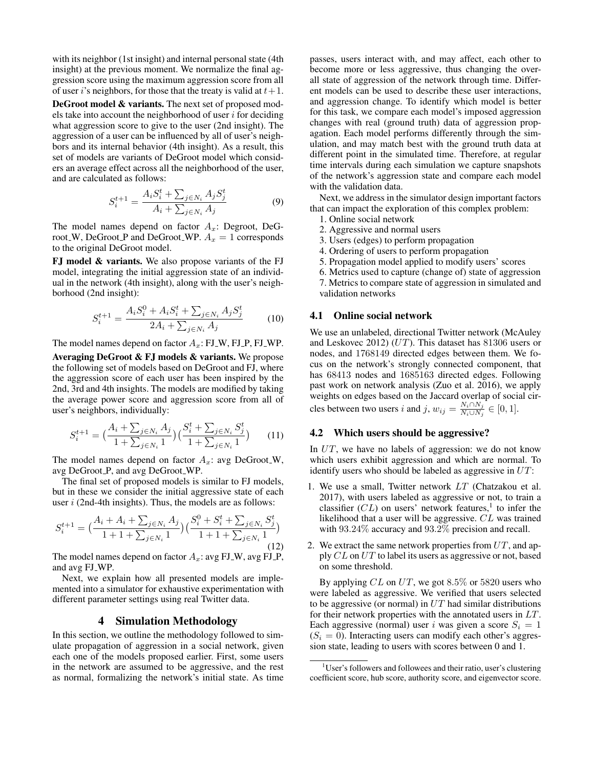with its neighbor (1st insight) and internal personal state (4th insight) at the previous moment. We normalize the final aggression score using the maximum aggression score from all of user $i$'s neighbors, for those that the treaty is valid at $t+1$.

**DeGroot model & variants.** The next set of proposed models take into account the neighborhood of user $i$ for deciding what aggression score to give to the user (2nd insight). The aggression of a user can be influenced by all of user's neighbors and its internal behavior (4th insight). As a result, this set of models are variants of DeGroot model which considers an average effect across all the neighborhood of the user, and are calculated as follows:

$$S_i^{t+1} = \frac{A_i S_i^t + \sum_{j \in N_i} A_j S_j^t}{A_i + \sum_{j \in N_i} A_j} \tag{9}$$

The model names depend on factor $A_x$: Degroot, DeGroot_W, DeGroot_P and DeGroot_WP. $A_x = 1$ corresponds to the original DeGroot model.

**FJ model & variants.** We also propose variants of the FJ model, integrating the initial aggression state of an individual in the network (4th insight), along with the user's neighborhood (2nd insight):

$$S_i^{t+1} = \frac{A_i S_i^0 + A_i S_i^t + \sum_{j \in N_i} A_j S_j^t}{2A_i + \sum_{j \in N_i} A_j} \tag{10}$$

The model names depend on factor $A_x$: FJ_W, FJ_P, FJ_WP.

**Averaging DeGroot & FJ models & variants.** We propose the following set of models based on DeGroot and FJ, where the aggression score of each user has been inspired by the 2nd, 3rd and 4th insights. The models are modified by taking the average power score and aggression score from all of user's neighbors, individually:

$$S_i^{t+1} = \Big(\frac{A_i + \sum_{j \in N_i} A_j}{1 + \sum_{j \in N_i} 1}\Big)\Big(\frac{S_i^t + \sum_{j \in N_i} S_j^t}{1 + \sum_{j \in N_i} 1}\Big) \tag{11}$$

The model names depend on factor $A_x$: avg DeGroot_W, avg DeGroot_P, and avg DeGroot_WP.

The final set of proposed models is similar to FJ models, but in these we consider the initial aggressive state of each user $i$ (2nd-4th insights). Thus, the models are as follows:

$$S_i^{t+1} = \Big(\frac{A_i + A_i + \sum_{j \in N_i} A_j}{1 + 1 + \sum_{j \in N_i} 1}\Big)\Big(\frac{S_i^0 + S_i^t + \sum_{j \in N_i} S_j^t}{1 + 1 + \sum_{j \in N_i} 1}\Big) \tag{12}$$

The model names depend on factor $A_x$: avg FJ_W, avg FJ_P, and avg FJ_WP.

Next, we explain how all presented models are implemented into a simulator for exhaustive experimentation with different parameter settings using real Twitter data.

## 4 Simulation Methodology

In this section, we outline the methodology followed to simulate propagation of aggression in a social network, given each one of the models proposed earlier. First, some users in the network are assumed to be aggressive, and the rest as normal, formalizing the network's initial state. As time passes, users interact with, and may affect, each other to become more or less aggressive, thus changing the overall state of aggression of the network through time. Different models can be used to describe these user interactions, and aggression change. To identify which model is better for this task, we compare each model's imposed aggression changes with real (ground truth) data of aggression propagation. Each model performs differently through the simulation, and may match best with the ground truth data at different point in the simulated time. Therefore, at regular time intervals during each simulation we capture snapshots of the network's aggression state and compare each model with the validation data.

Next, we address in the simulator design important factors that can impact the exploration of this complex problem:

1. Online social network
2. Aggressive and normal users
3. Users (edges) to perform propagation
4. Ordering of users to perform propagation
5. Propagation model applied to modify users' scores
6. Metrics used to capture (change of) state of aggression
7. Metrics to compare state of aggression in simulated and validation networks

### 4.1 Online social network

We use an unlabeled, directional Twitter network (McAuley and Leskovec 2012) ($UT$). This dataset has 81306 users or nodes, and 1768149 directed edges between them. We focus on the network's strongly connected component, that has 68413 nodes and 1685163 directed edges. Following past work on network analysis (Zuo et al. 2016), we apply weights on edges based on the Jaccard overlap of social circles between two users $i$ and $j$, $w_{ij} = \frac{N_i \cap N_j}{N_i \cup N_j} \in [0, 1]$.

### 4.2 Which users should be aggressive?

In $UT$, we have no labels of aggression: we do not know which users exhibit aggression and which are normal. To identify users who should be labeled as aggressive in $UT$:

1. We use a small, Twitter network $LT$ (Chatzakou et al. 2017), with users labeled as aggressive or not, to train a classifier ($CL$) on users' network features,[1] to infer the likelihood that a user will be aggressive. $CL$ was trained with 93.24% accuracy and 93.2% precision and recall.
2. We extract the same network properties from $UT$, and apply $CL$ on $UT$ to label its users as aggressive or not, based on some threshold.

By applying $CL$ on $UT$, we got 8.5% or 5820 users who were labeled as aggressive. We verified that users selected to be aggressive (or normal) in $UT$ had similar distributions for their network properties with the annotated users in $LT$. Each aggressive (normal) user $i$ was given a score $S_i = 1$ ($S_i = 0$). Interacting users can modify each other's aggression state, leading to users with scores between 0 and 1.

[1] User's followers and followees and their ratio, user's clustering coefficient score, hub score, authority score, and eigenvector score.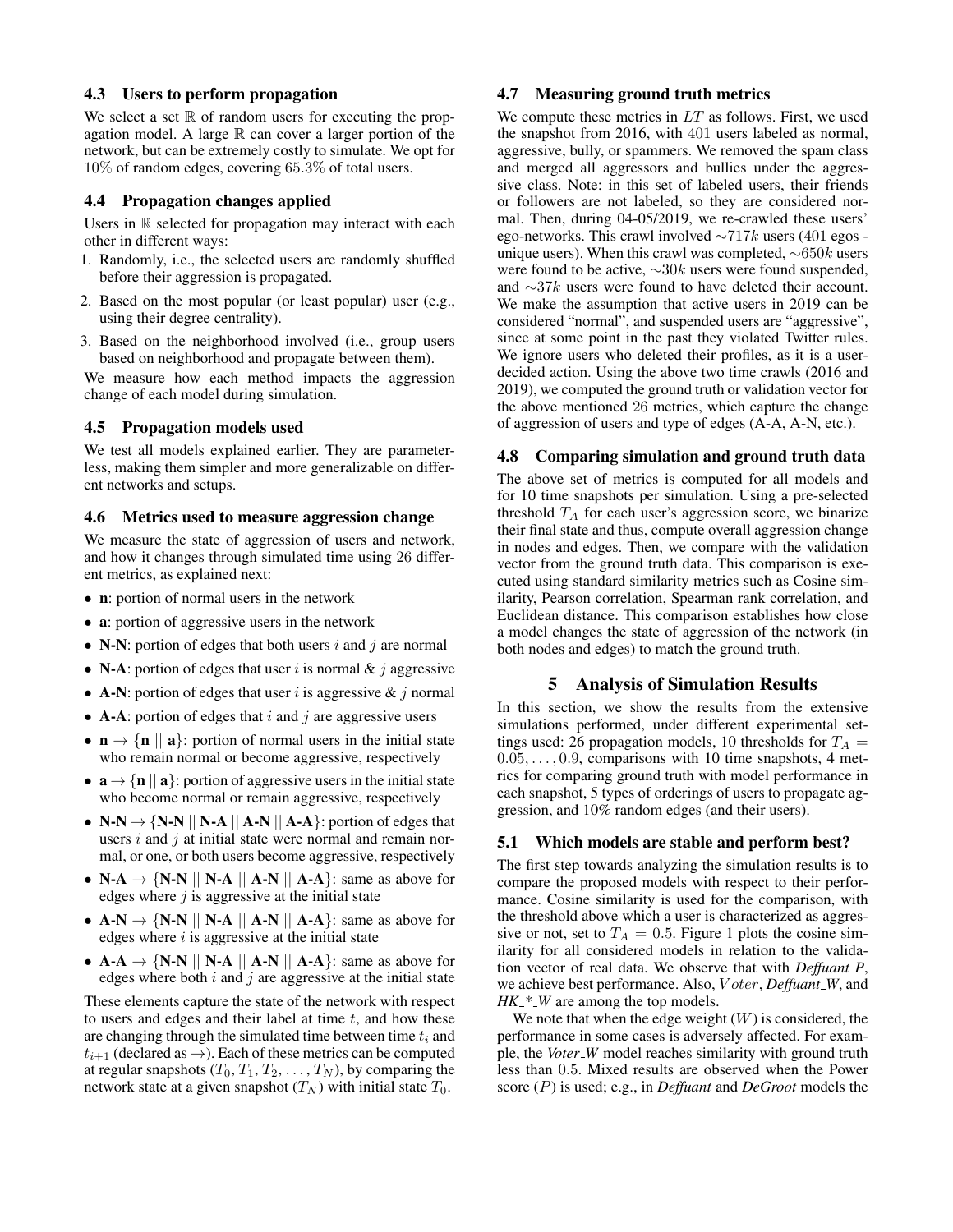### 4.3 Users to perform propagation

We select a set $\mathbb{R}$ of random users for executing the propagation model. A large $\mathbb{R}$ can cover a larger portion of the network, but can be extremely costly to simulate. We opt for $10\%$ of random edges, covering $65.3\%$ of total users.

### 4.4 Propagation changes applied

Users in $\mathbb{R}$ selected for propagation may interact with each other in different ways:

1. Randomly, i.e., the selected users are randomly shuffled before their aggression is propagated.
2. Based on the most popular (or least popular) user (e.g., using their degree centrality).
3. Based on the neighborhood involved (i.e., group users based on neighborhood and propagate between them).

We measure how each method impacts the aggression change of each model during simulation.

### 4.5 Propagation models used

We test all models explained earlier. They are parameterless, making them simpler and more generalizable on different networks and setups.

### 4.6 Metrics used to measure aggression change

We measure the state of aggression of users and network, and how it changes through simulated time using 26 different metrics, as explained next:

- **n**: portion of normal users in the network
- **a**: portion of aggressive users in the network
- **N-N**: portion of edges that both users $i$ and $j$ are normal
- **N-A**: portion of edges that user $i$ is normal & $j$ aggressive
- **A-N**: portion of edges that user $i$ is aggressive & $j$ normal
- **A-A**: portion of edges that $i$ and $j$ are aggressive users
- $\mathbf{n} \rightarrow \{\mathbf{n} \mid\mid \mathbf{a}\}$: portion of normal users in the initial state who remain normal or become aggressive, respectively
- $\mathbf{a} \rightarrow \{\mathbf{n} \mid\mid \mathbf{a}\}$: portion of aggressive users in the initial state who become normal or remain aggressive, respectively
- **N-N** $\rightarrow$ {**N-N** || **N-A** || **A-N** || **A-A**}: portion of edges that users $i$ and $j$ at initial state were normal and remain normal, or one, or both users become aggressive, respectively
- **N-A** $\rightarrow$ {**N-N** || **N-A** || **A-N** || **A-A**}: same as above for edges where $j$ is aggressive at the initial state
- **A-N** $\rightarrow$ {**N-N** || **N-A** || **A-N** || **A-A**}: same as above for edges where $i$ is aggressive at the initial state
- **A-A** $\rightarrow$ {**N-N** || **N-A** || **A-N** || **A-A**}: same as above for edges where both $i$ and $j$ are aggressive at the initial state

These elements capture the state of the network with respect to users and edges and their label at time $t$, and how these are changing through the simulated time between time $t_i$ and $t_{i+1}$ (declared as $\rightarrow$). Each of these metrics can be computed at regular snapshots ($T_0, T_1, T_2, \ldots, T_N$), by comparing the network state at a given snapshot ($T_N$) with initial state $T_0$.

### 4.7 Measuring ground truth metrics

We compute these metrics in $LT$ as follows. First, we used the snapshot from 2016, with 401 users labeled as normal, aggressive, bully, or spammers. We removed the spam class and merged all aggressors and bullies under the aggressive class. Note: in this set of labeled users, their friends or followers are not labeled, so they are considered normal. Then, during 04-05/2019, we re-crawled these users' ego-networks. This crawl involved $\sim$717$k$ users (401 egos - unique users). When this crawl was completed, $\sim$650$k$ users were found to be active, $\sim$30$k$ users were found suspended, and $\sim$37$k$ users were found to have deleted their account. We make the assumption that active users in 2019 can be considered "normal", and suspended users are "aggressive", since at some point in the past they violated Twitter rules. We ignore users who deleted their profiles, as it is a user-decided action. Using the above two time crawls (2016 and 2019), we computed the ground truth or validation vector for the above mentioned 26 metrics, which capture the change of aggression of users and type of edges (A-A, A-N, etc.).

### 4.8 Comparing simulation and ground truth data

The above set of metrics is computed for all models and for 10 time snapshots per simulation. Using a pre-selected threshold $T_A$ for each user's aggression score, we binarize their final state and thus, compute overall aggression change in nodes and edges. Then, we compare with the validation vector from the ground truth data. This comparison is executed using standard similarity metrics such as Cosine similarity, Pearson correlation, Spearman rank correlation, and Euclidean distance. This comparison establishes how close a model changes the state of aggression of the network (in both nodes and edges) to match the ground truth.

## 5 Analysis of Simulation Results

In this section, we show the results from the extensive simulations performed, under different experimental settings used: 26 propagation models, 10 thresholds for $T_A = 0.05, \ldots, 0.9$, comparisons with 10 time snapshots, 4 metrics for comparing ground truth with model performance in each snapshot, 5 types of orderings of users to propagate aggression, and 10% random edges (and their users).

### 5.1 Which models are stable and perform best?

The first step towards analyzing the simulation results is to compare the proposed models with respect to their performance. Cosine similarity is used for the comparison, with the threshold above which a user is characterized as aggressive or not, set to $T_A = 0.5$. Figure 1 plots the cosine similarity for all considered models in relation to the validation vector of real data. We observe that with *Deffuant_P*, we achieve best performance. Also, $Voter$, *Deffuant_W*, and *HK_*_W* are among the top models.

We note that when the edge weight ($W$) is considered, the performance in some cases is adversely affected. For example, the *Voter_W* model reaches similarity with ground truth less than 0.5. Mixed results are observed when the Power score ($P$) is used; e.g., in *Deffuant* and *DeGroot* models the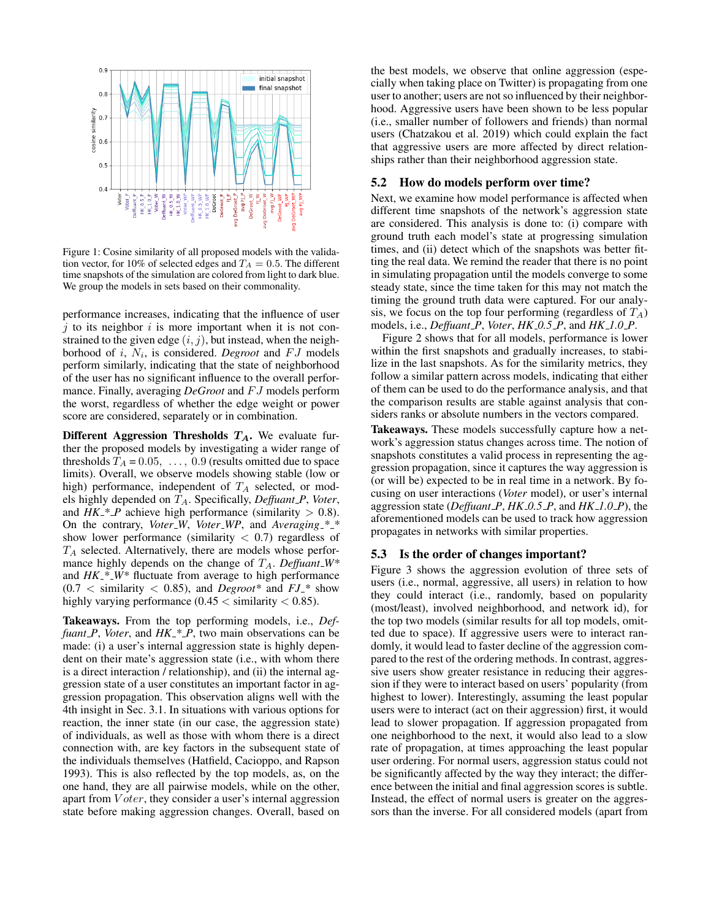Figure 1: Cosine similarity of all proposed models with the validation vector, for 10% of selected edges and $T_A = 0.5$. The different time snapshots of the simulation are colored from light to dark blue. We group the models in sets based on their commonality.

performance increases, indicating that the influence of user $j$ to its neighbor $i$ is more important when it is not constrained to the given edge $(i, j)$, but instead, when the neighborhood of $i$, $N_i$, is considered. *Degroot* and $FJ$ models perform similarly, indicating that the state of neighborhood of the user has no significant influence to the overall performance. Finally, averaging *DeGroot* and $FJ$ models perform the worst, regardless of whether the edge weight or power score are considered, separately or in combination.

**Different Aggression Thresholds $T_A$.** We evaluate further the proposed models by investigating a wider range of thresholds $T_A = 0.05, \ldots, 0.9$ (results omitted due to space limits). Overall, we observe models showing stable (low or high) performance, independent of $T_A$ selected, or models highly depended on $T_A$. Specifically, *Deffuant_P*, *Voter*, and *HK_*_P* achieve high performance (similarity $> 0.8$). On the contrary, *Voter_W*, *Voter_WP*, and *Averaging_*_** show lower performance (similarity $< 0.7$) regardless of $T_A$ selected. Alternatively, there are models whose performance highly depends on the change of $T_A$. *Deffuant_W** and *HK_*_W** fluctuate from average to high performance ($0.7 <$ similarity $< 0.85$), and *Degroot** and *FJ_** show highly varying performance ($0.45 <$ similarity $< 0.85$).

**Takeaways.** From the top performing models, i.e., *Deffuant_P*, *Voter*, and *HK_*_P*, two main observations can be made: (i) a user's internal aggression state is highly dependent on their mate's aggression state (i.e., with whom there is a direct interaction / relationship), and (ii) the internal aggression state of a user constitutes an important factor in aggression propagation. This observation aligns well with the 4th insight in Sec. 3.1. In situations with various options for reaction, the inner state (in our case, the aggression state) of individuals, as well as those with whom there is a direct connection with, are key factors in the subsequent state of the individuals themselves (Hatfield, Cacioppo, and Rapson 1993). This is also reflected by the top models, as, on the one hand, they are all pairwise models, while on the other, apart from $Voter$, they consider a user's internal aggression state before making aggression changes. Overall, based on the best models, we observe that online aggression (especially when taking place on Twitter) is propagating from one user to another; users are not so influenced by their neighborhood. Aggressive users have been shown to be less popular (i.e., smaller number of followers and friends) than normal users (Chatzakou et al. 2019) which could explain the fact that aggressive users are more affected by direct relationships rather than their neighborhood aggression state.

## 5.2 How do models perform over time?

Next, we examine how model performance is affected when different time snapshots of the network's aggression state are considered. This analysis is done to: (i) compare with ground truth each model's state at progressing simulation times, and (ii) detect which of the snapshots was better fitting the real data. We remind the reader that there is no point in simulating propagation until the models converge to some steady state, since the time taken for this may not match the timing the ground truth data were captured. For our analysis, we focus on the top four performing (regardless of $T_A$) models, i.e., *Deffuant_P*, *Voter*, *HK_0.5_P*, and *HK_1.0_P*.

Figure 2 shows that for all models, performance is lower within the first snapshots and gradually increases, to stabilize in the last snapshots. As for the similarity metrics, they follow a similar pattern across models, indicating that either of them can be used to do the performance analysis, and that the comparison results are stable against analysis that considers ranks or absolute numbers in the vectors compared.

**Takeaways.** These models successfully capture how a network's aggression status changes across time. The notion of snapshots constitutes a valid process in representing the aggression propagation, since it captures the way aggression is (or will be) expected to be in real time in a network. By focusing on user interactions (*Voter* model), or user's internal aggression state (*Deffuant_P*, *HK_0.5_P*, and *HK_1.0_P*), the aforementioned models can be used to track how aggression propagates in networks with similar properties.

## 5.3 Is the order of changes important?

Figure 3 shows the aggression evolution of three sets of users (i.e., normal, aggressive, all users) in relation to how they could interact (i.e., randomly, based on popularity (most/least), involved neighborhood, and network id), for the top two models (similar results for all top models, omitted due to space). If aggressive users were to interact randomly, it would lead to faster decline of the aggression compared to the rest of the ordering methods. In contrast, aggressive users show greater resistance in reducing their aggression if they were to interact based on users' popularity (from highest to lower). Interestingly, assuming the least popular users were to interact (act on their aggression) first, it would lead to slower propagation. If aggression propagated from one neighborhood to the next, it would also lead to a slow rate of propagation, at times approaching the least popular user ordering. For normal users, aggression status could not be significantly affected by the way they interact; the difference between the initial and final aggression scores is subtle. Instead, the effect of normal users is greater on the aggressors than the inverse. For all considered models (apart from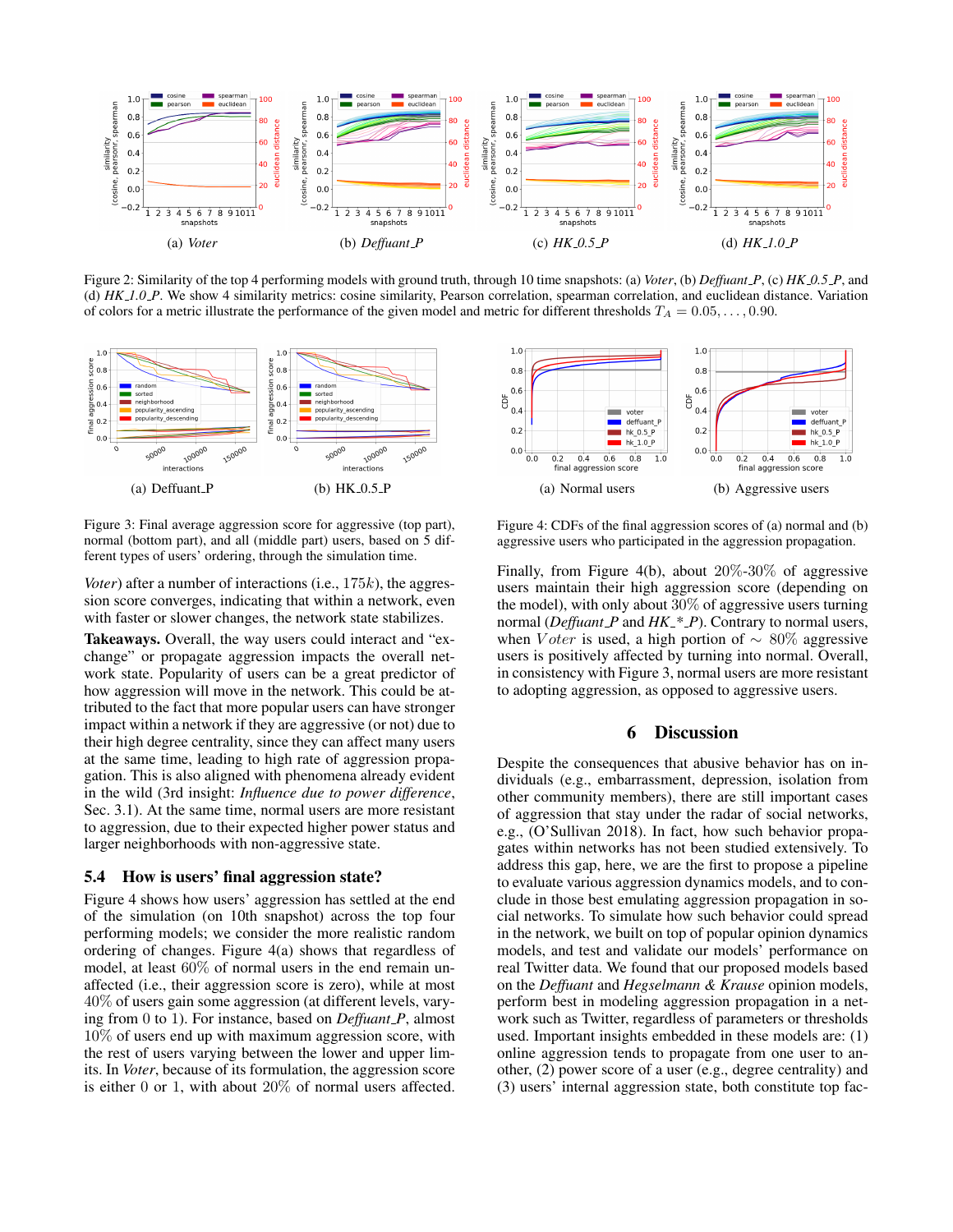Figure 2: Similarity of the top 4 performing models with ground truth, through 10 time snapshots: (a) *Voter*, (b) *Deffuant_P*, (c) *HK_0.5_P*, and (d) *HK_1.0_P*. We show 4 similarity metrics: cosine similarity, Pearson correlation, spearman correlation, and euclidean distance. Variation of colors for a metric illustrate the performance of the given model and metric for different thresholds $T_A = 0.05, \ldots, 0.90$.

Figure 3: Final average aggression score for aggressive (top part), normal (bottom part), and all (middle part) users, based on 5 different types of users' ordering, through the simulation time.

Figure 4: CDFs of the final aggression scores of (a) normal and (b) aggressive users who participated in the aggression propagation.

*Voter*) after a number of interactions (i.e., $175k$), the aggression score converges, indicating that within a network, even with faster or slower changes, the network state stabilizes.

**Takeaways.** Overall, the way users could interact and "exchange" or propagate aggression impacts the overall network state. Popularity of users can be a great predictor of how aggression will move in the network. This could be attributed to the fact that more popular users can have stronger impact within a network if they are aggressive (or not) due to their high degree centrality, since they can affect many users at the same time, leading to high rate of aggression propagation. This is also aligned with phenomena already evident in the wild (3rd insight: *Influence due to power difference*, Sec. 3.1). At the same time, normal users are more resistant to aggression, due to their expected higher power status and larger neighborhoods with non-aggressive state.

## 5.4 How is users' final aggression state?

Figure 4 shows how users' aggression has settled at the end of the simulation (on 10th snapshot) across the top four performing models; we consider the more realistic random ordering of changes. Figure 4(a) shows that regardless of model, at least 60% of normal users in the end remain unaffected (i.e., their aggression score is zero), while at most 40% of users gain some aggression (at different levels, varying from 0 to 1). For instance, based on *Deffuant_P*, almost 10% of users end up with maximum aggression score, with the rest of users varying between the lower and upper limits. In *Voter*, because of its formulation, the aggression score is either 0 or 1, with about 20% of normal users affected.

Finally, from Figure 4(b), about 20%-30% of aggressive users maintain their high aggression score (depending on the model), with only about 30% of aggressive users turning normal (*Deffuant_P* and *HK_*_P*). Contrary to normal users, when $Voter$ is used, a high portion of $\sim$ 80% aggressive users is positively affected by turning into normal. Overall, in consistency with Figure 3, normal users are more resistant to adopting aggression, as opposed to aggressive users.

# 6 Discussion

Despite the consequences that abusive behavior has on individuals (e.g., embarrassment, depression, isolation from other community members), there are still important cases of aggression that stay under the radar of social networks, e.g., (O'Sullivan 2018). In fact, how such behavior propagates within networks has not been studied extensively. To address this gap, here, we are the first to propose a pipeline to evaluate various aggression dynamics models, and to conclude in those best emulating aggression propagation in social networks. To simulate how such behavior could spread in the network, we built on top of popular opinion dynamics models, and test and validate our models' performance on real Twitter data. We found that our proposed models based on the *Deffuant* and *Hegselmann & Krause* opinion models, perform best in modeling aggression propagation in a network such as Twitter, regardless of parameters or thresholds used. Important insights embedded in these models are: (1) online aggression tends to propagate from one user to another, (2) power score of a user (e.g., degree centrality) and (3) users' internal aggression state, both constitute top fac-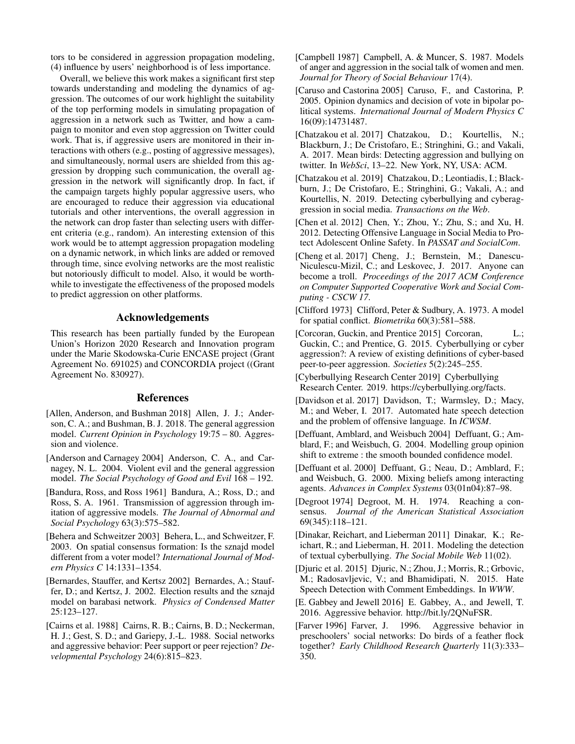tors to be considered in aggression propagation modeling, (4) influence by users' neighborhood is of less importance.

Overall, we believe this work makes a significant first step towards understanding and modeling the dynamics of aggression. The outcomes of our work highlight the suitability of the top performing models in simulating propagation of aggression in a network such as Twitter, and how a campaign to monitor and even stop aggression on Twitter could work. That is, if aggressive users are monitored in their interactions with others (e.g., posting of aggressive messages), and simultaneously, normal users are shielded from this aggression by dropping such communication, the overall aggression in the network will significantly drop. In fact, if the campaign targets highly popular aggressive users, who are encouraged to reduce their aggression via educational tutorials and other interventions, the overall aggression in the network can drop faster than selecting users with different criteria (e.g., random). An interesting extension of this work would be to attempt aggression propagation modeling on a dynamic network, in which links are added or removed through time, since evolving networks are the most realistic but notoriously difficult to model. Also, it would be worthwhile to investigate the effectiveness of the proposed models to predict aggression on other platforms.

## Acknowledgements

This research has been partially funded by the European Union's Horizon 2020 Research and Innovation program under the Marie Skodowska-Curie ENCASE project (Grant Agreement No. 691025) and CONCORDIA project ((Grant Agreement No. 830927).

## References

[Allen, Anderson, and Bushman 2018] Allen, J. J.; Anderson, C. A.; and Bushman, B. J. 2018. The general aggression model. *Current Opinion in Psychology* 19:75 – 80. Aggression and violence.

[Anderson and Carnagey 2004] Anderson, C. A., and Carnagey, N. L. 2004. Violent evil and the general aggression model. *The Social Psychology of Good and Evil* 168 – 192.

[Bandura, Ross, and Ross 1961] Bandura, A.; Ross, D.; and Ross, S. A. 1961. Transmission of aggression through imitation of aggressive models. *The Journal of Abnormal and Social Psychology* 63(3):575–582.

[Behera and Schweitzer 2003] Behera, L., and Schweitzer, F. 2003. On spatial consensus formation: Is the sznajd model different from a voter model? *International Journal of Modern Physics C* 14:1331–1354.

[Bernardes, Stauffer, and Kertsz 2002] Bernardes, A.; Stauffer, D.; and Kertsz, J. 2002. Election results and the sznajd model on barabasi network. *Physics of Condensed Matter* 25:123–127.

[Cairns et al. 1988] Cairns, R. B.; Cairns, B. D.; Neckerman, H. J.; Gest, S. D.; and Gariepy, J.-L. 1988. Social networks and aggressive behavior: Peer support or peer rejection? *Developmental Psychology* 24(6):815–823.

[Campbell 1987] Campbell, A. & Muncer, S. 1987. Models of anger and aggression in the social talk of women and men. *Journal for Theory of Social Behaviour* 17(4).

[Caruso and Castorina 2005] Caruso, F., and Castorina, P. 2005. Opinion dynamics and decision of vote in bipolar political systems. *International Journal of Modern Physics C* 16(09):14731487.

[Chatzakou et al. 2017] Chatzakou, D.; Kourtellis, N.; Blackburn, J.; De Cristofaro, E.; Stringhini, G.; and Vakali, A. 2017. Mean birds: Detecting aggression and bullying on twitter. In *WebSci*, 13–22. New York, NY, USA: ACM.

[Chatzakou et al. 2019] Chatzakou, D.; Leontiadis, I.; Blackburn, J.; De Cristofaro, E.; Stringhini, G.; Vakali, A.; and Kourtellis, N. 2019. Detecting cyberbullying and cyberaggression in social media. *Transactions on the Web*.

[Chen et al. 2012] Chen, Y.; Zhou, Y.; Zhu, S.; and Xu, H. 2012. Detecting Offensive Language in Social Media to Protect Adolescent Online Safety. In *PASSAT and SocialCom*.

[Cheng et al. 2017] Cheng, J.; Bernstein, M.; Danescu-Niculescu-Mizil, C.; and Leskovec, J. 2017. Anyone can become a troll. *Proceedings of the 2017 ACM Conference on Computer Supported Cooperative Work and Social Computing - CSCW 17*.

[Clifford 1973] Clifford, Peter & Sudbury, A. 1973. A model for spatial conflict. *Biometrika* 60(3):581–588.

[Corcoran, Guckin, and Prentice 2015] Corcoran, L.; Guckin, C.; and Prentice, G. 2015. Cyberbullying or cyber aggression?: A review of existing definitions of cyber-based peer-to-peer aggression. *Societies* 5(2):245–255.

[Cyberbullying Research Center 2019] Cyberbullying Research Center. 2019. https://cyberbullying.org/facts.

[Davidson et al. 2017] Davidson, T.; Warmsley, D.; Macy, M.; and Weber, I. 2017. Automated hate speech detection and the problem of offensive language. In *ICWSM*.

[Deffuant, Amblard, and Weisbuch 2004] Deffuant, G.; Amblard, F.; and Weisbuch, G. 2004. Modelling group opinion shift to extreme : the smooth bounded confidence model.

[Deffuant et al. 2000] Deffuant, G.; Neau, D.; Amblard, F.; and Weisbuch, G. 2000. Mixing beliefs among interacting agents. *Advances in Complex Systems* 03(01n04):87–98.

[Degroot 1974] Degroot, M. H. 1974. Reaching a consensus. *Journal of the American Statistical Association* 69(345):118–121.

[Dinakar, Reichart, and Lieberman 2011] Dinakar, K.; Reichart, R.; and Lieberman, H. 2011. Modeling the detection of textual cyberbullying. *The Social Mobile Web* 11(02).

[Djuric et al. 2015] Djuric, N.; Zhou, J.; Morris, R.; Grbovic, M.; Radosavljevic, V.; and Bhamidipati, N. 2015. Hate Speech Detection with Comment Embeddings. In *WWW*.

[E. Gabbey and Jewell 2016] E. Gabbey, A., and Jewell, T. 2016. Aggressive behavior. http://bit.ly/2QNuFSR.

[Farver 1996] Farver, J. 1996. Aggressive behavior in preschoolers' social networks: Do birds of a feather flock together? *Early Childhood Research Quarterly* 11(3):333–350.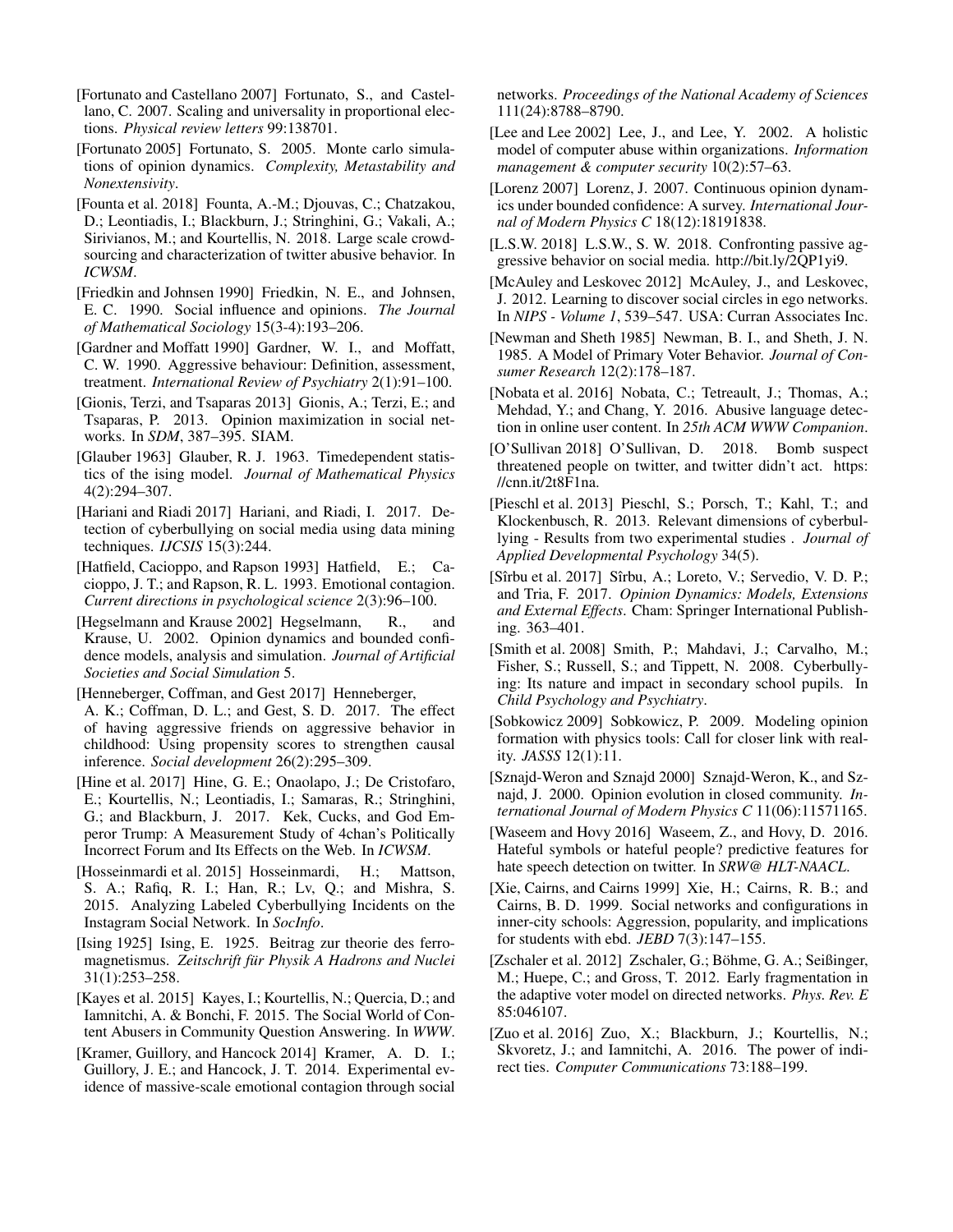[Fortunato and Castellano 2007] Fortunato, S., and Castellano, C. 2007. Scaling and universality in proportional elections. *Physical review letters* 99:138701.

[Fortunato 2005] Fortunato, S. 2005. Monte carlo simulations of opinion dynamics. *Complexity, Metastability and Nonextensivity*.

[Founta et al. 2018] Founta, A.-M.; Djouvas, C.; Chatzakou, D.; Leontiadis, I.; Blackburn, J.; Stringhini, G.; Vakali, A.; Sirivianos, M.; and Kourtellis, N. 2018. Large scale crowdsourcing and characterization of twitter abusive behavior. In *ICWSM*.

[Friedkin and Johnsen 1990] Friedkin, N. E., and Johnsen, E. C. 1990. Social influence and opinions. *The Journal of Mathematical Sociology* 15(3-4):193–206.

[Gardner and Moffatt 1990] Gardner, W. I., and Moffatt, C. W. 1990. Aggressive behaviour: Definition, assessment, treatment. *International Review of Psychiatry* 2(1):91–100.

[Gionis, Terzi, and Tsaparas 2013] Gionis, A.; Terzi, E.; and Tsaparas, P. 2013. Opinion maximization in social networks. In *SDM*, 387–395. SIAM.

[Glauber 1963] Glauber, R. J. 1963. Timedependent statistics of the ising model. *Journal of Mathematical Physics* 4(2):294–307.

[Hariani and Riadi 2017] Hariani, and Riadi, I. 2017. Detection of cyberbullying on social media using data mining techniques. *IJCSIS* 15(3):244.

[Hatfield, Cacioppo, and Rapson 1993] Hatfield, E.; Cacioppo, J. T.; and Rapson, R. L. 1993. Emotional contagion. *Current directions in psychological science* 2(3):96–100.

[Hegselmann and Krause 2002] Hegselmann, R., and Krause, U. 2002. Opinion dynamics and bounded confidence models, analysis and simulation. *Journal of Artificial Societies and Social Simulation* 5.

[Henneberger, Coffman, and Gest 2017] Henneberger, A. K.; Coffman, D. L.; and Gest, S. D. 2017. The effect of having aggressive friends on aggressive behavior in childhood: Using propensity scores to strengthen causal inference. *Social development* 26(2):295–309.

[Hine et al. 2017] Hine, G. E.; Onaolapo, J.; De Cristofaro, E.; Kourtellis, N.; Leontiadis, I.; Samaras, R.; Stringhini, G.; and Blackburn, J. 2017. Kek, Cucks, and God Emperor Trump: A Measurement Study of 4chan's Politically Incorrect Forum and Its Effects on the Web. In *ICWSM*.

[Hosseinmardi et al. 2015] Hosseinmardi, H.; Mattson, S. A.; Rafiq, R. I.; Han, R.; Lv, Q.; and Mishra, S. 2015. Analyzing Labeled Cyberbullying Incidents on the Instagram Social Network. In *SocInfo*.

[Ising 1925] Ising, E. 1925. Beitrag zur theorie des ferromagnetismus. *Zeitschrift für Physik A Hadrons and Nuclei* 31(1):253–258.

[Kayes et al. 2015] Kayes, I.; Kourtellis, N.; Quercia, D.; and Iamnitchi, A. & Bonchi, F. 2015. The Social World of Content Abusers in Community Question Answering. In *WWW*.

[Kramer, Guillory, and Hancock 2014] Kramer, A. D. I.; Guillory, J. E.; and Hancock, J. T. 2014. Experimental evidence of massive-scale emotional contagion through social networks. *Proceedings of the National Academy of Sciences* 111(24):8788–8790.

[Lee and Lee 2002] Lee, J., and Lee, Y. 2002. A holistic model of computer abuse within organizations. *Information management & computer security* 10(2):57–63.

[Lorenz 2007] Lorenz, J. 2007. Continuous opinion dynamics under bounded confidence: A survey. *International Journal of Modern Physics C* 18(12):18191838.

[L.S.W. 2018] L.S.W., S. W. 2018. Confronting passive aggressive behavior on social media. http://bit.ly/2QP1yi9.

[McAuley and Leskovec 2012] McAuley, J., and Leskovec, J. 2012. Learning to discover social circles in ego networks. In *NIPS - Volume 1*, 539–547. USA: Curran Associates Inc.

[Newman and Sheth 1985] Newman, B. I., and Sheth, J. N. 1985. A Model of Primary Voter Behavior. *Journal of Consumer Research* 12(2):178–187.

[Nobata et al. 2016] Nobata, C.; Tetreault, J.; Thomas, A.; Mehdad, Y.; and Chang, Y. 2016. Abusive language detection in online user content. In *25th ACM WWW Companion*.

[O'Sullivan 2018] O'Sullivan, D. 2018. Bomb suspect threatened people on twitter, and twitter didn't act. https://cnn.it/2t8F1na.

[Pieschl et al. 2013] Pieschl, S.; Porsch, T.; Kahl, T.; and Klockenbusch, R. 2013. Relevant dimensions of cyberbullying - Results from two experimental studies . *Journal of Applied Developmental Psychology* 34(5).

[Sîrbu et al. 2017] Sîrbu, A.; Loreto, V.; Servedio, V. D. P.; and Tria, F. 2017. *Opinion Dynamics: Models, Extensions and External Effects*. Cham: Springer International Publishing. 363–401.

[Smith et al. 2008] Smith, P.; Mahdavi, J.; Carvalho, M.; Fisher, S.; Russell, S.; and Tippett, N. 2008. Cyberbullying: Its nature and impact in secondary school pupils. In *Child Psychology and Psychiatry*.

[Sobkowicz 2009] Sobkowicz, P. 2009. Modeling opinion formation with physics tools: Call for closer link with reality. *JASSS* 12(1):11.

[Sznajd-Weron and Sznajd 2000] Sznajd-Weron, K., and Sznajd, J. 2000. Opinion evolution in closed community. *International Journal of Modern Physics C* 11(06):11571165.

[Waseem and Hovy 2016] Waseem, Z., and Hovy, D. 2016. Hateful symbols or hateful people? predictive features for hate speech detection on twitter. In *SRW@ HLT-NAACL*.

[Xie, Cairns, and Cairns 1999] Xie, H.; Cairns, R. B.; and Cairns, B. D. 1999. Social networks and configurations in inner-city schools: Aggression, popularity, and implications for students with ebd. *JEBD* 7(3):147–155.

[Zschaler et al. 2012] Zschaler, G.; Böhme, G. A.; Seißinger, M.; Huepe, C.; and Gross, T. 2012. Early fragmentation in the adaptive voter model on directed networks. *Phys. Rev. E* 85:046107.

[Zuo et al. 2016] Zuo, X.; Blackburn, J.; Kourtellis, N.; Skvoretz, J.; and Iamnitchi, A. 2016. The power of indirect ties. *Computer Communications* 73:188–199.